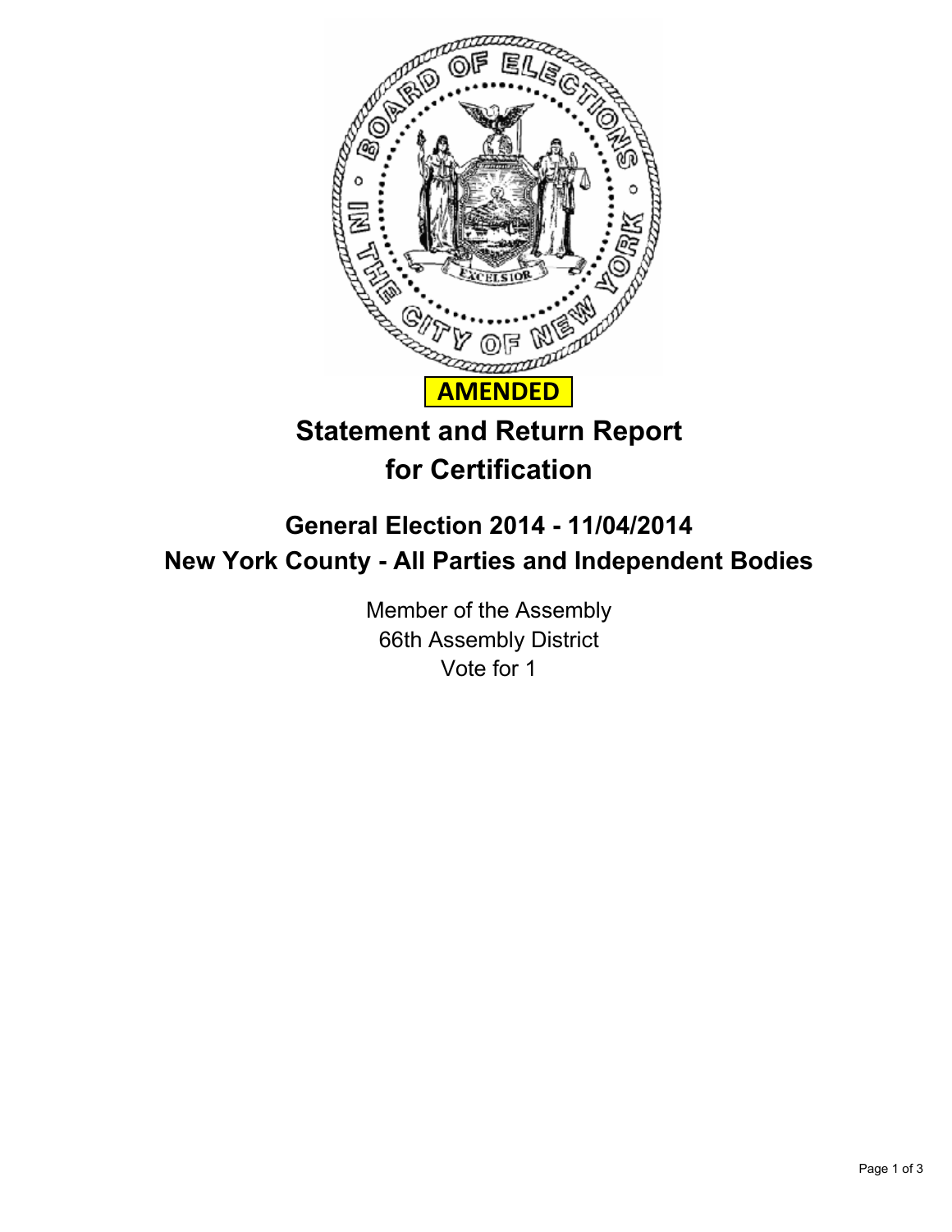**AMENDED**

# Statement and Return Report for Certification

## General Election 2014 - 11/04/2014
## New York County - All Parties and Independent Bodies

Member of the Assembly
66th Assembly District
Vote for 1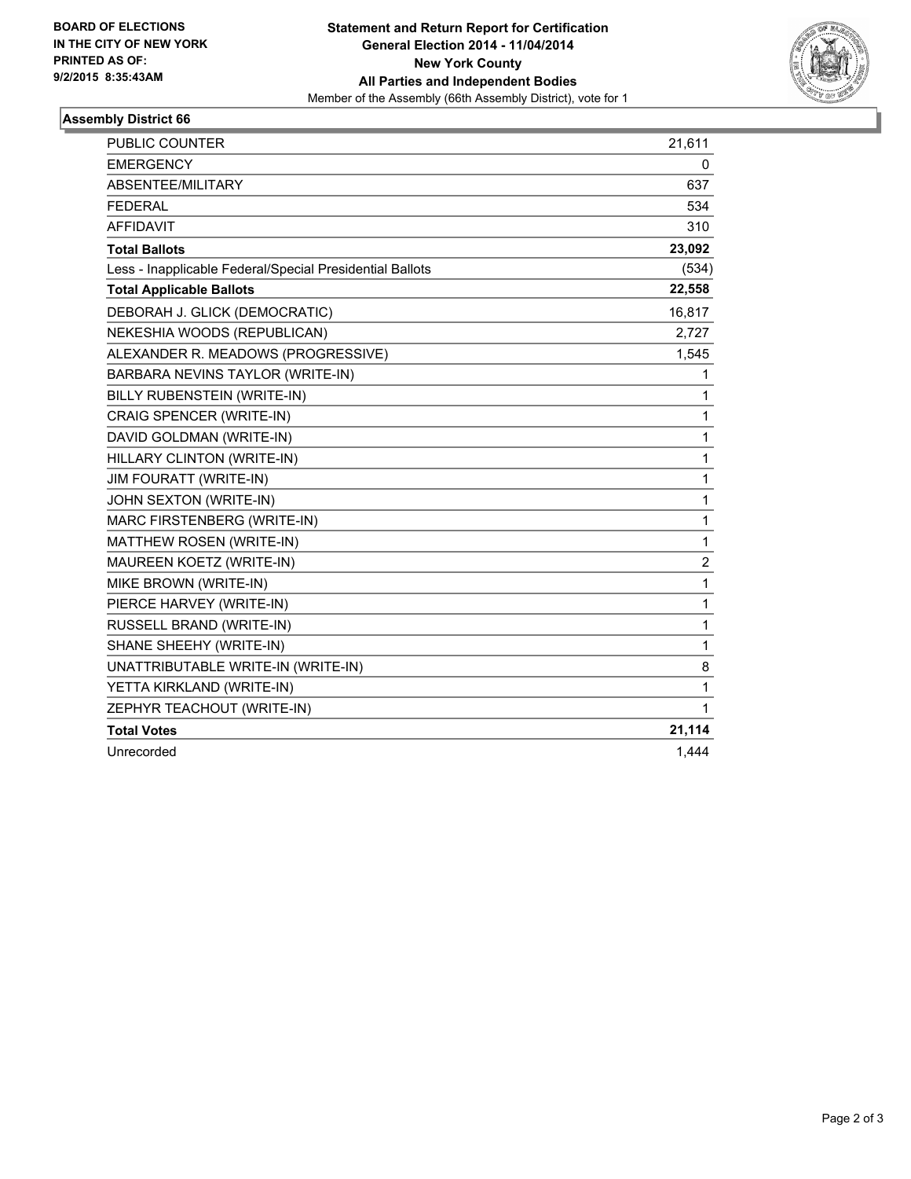**BOARD OF ELECTIONS IN THE CITY OF NEW YORK PRINTED AS OF: 9/2/2015 8:35:43AM**

**Statement and Return Report for Certification**
**General Election 2014 - 11/04/2014**
**New York County**
**All Parties and Independent Bodies**
Member of the Assembly (66th Assembly District), vote for 1

## Assembly District 66

| | |
|---|---|
| PUBLIC COUNTER | 21,611 |
| EMERGENCY | 0 |
| ABSENTEE/MILITARY | 637 |
| FEDERAL | 534 |
| AFFIDAVIT | 310 |
| **Total Ballots** | **23,092** |
| Less - Inapplicable Federal/Special Presidential Ballots | (534) |
| **Total Applicable Ballots** | **22,558** |
| DEBORAH J. GLICK (DEMOCRATIC) | 16,817 |
| NEKESHIA WOODS (REPUBLICAN) | 2,727 |
| ALEXANDER R. MEADOWS (PROGRESSIVE) | 1,545 |
| BARBARA NEVINS TAYLOR (WRITE-IN) | 1 |
| BILLY RUBENSTEIN (WRITE-IN) | 1 |
| CRAIG SPENCER (WRITE-IN) | 1 |
| DAVID GOLDMAN (WRITE-IN) | 1 |
| HILLARY CLINTON (WRITE-IN) | 1 |
| JIM FOURATT (WRITE-IN) | 1 |
| JOHN SEXTON (WRITE-IN) | 1 |
| MARC FIRSTENBERG (WRITE-IN) | 1 |
| MATTHEW ROSEN (WRITE-IN) | 1 |
| MAUREEN KOETZ (WRITE-IN) | 2 |
| MIKE BROWN (WRITE-IN) | 1 |
| PIERCE HARVEY (WRITE-IN) | 1 |
| RUSSELL BRAND (WRITE-IN) | 1 |
| SHANE SHEEHY (WRITE-IN) | 1 |
| UNATTRIBUTABLE WRITE-IN (WRITE-IN) | 8 |
| YETTA KIRKLAND (WRITE-IN) | 1 |
| ZEPHYR TEACHOUT (WRITE-IN) | 1 |
| **Total Votes** | **21,114** |
| Unrecorded | 1,444 |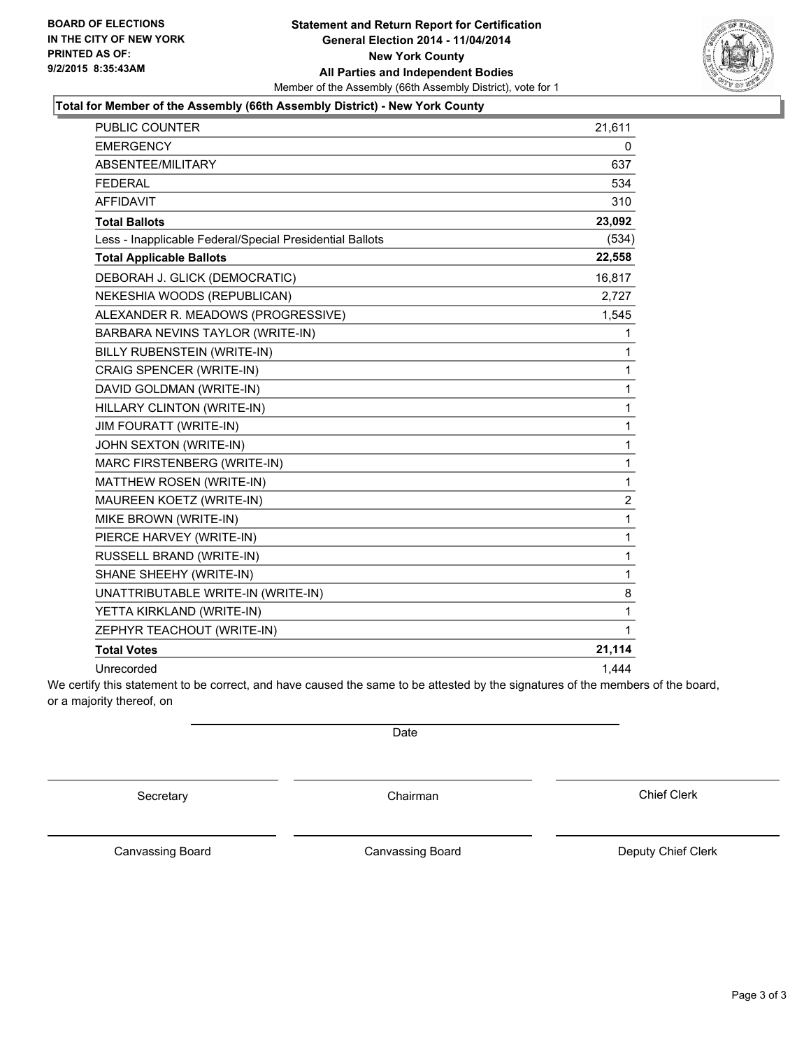**BOARD OF ELECTIONS IN THE CITY OF NEW YORK PRINTED AS OF: 9/2/2015 8:35:43AM**

**Statement and Return Report for Certification General Election 2014 - 11/04/2014 New York County All Parties and Independent Bodies**

Member of the Assembly (66th Assembly District), vote for 1

**Total for Member of the Assembly (66th Assembly District) - New York County**

| | |
|---|---|
| PUBLIC COUNTER | 21,611 |
| EMERGENCY | 0 |
| ABSENTEE/MILITARY | 637 |
| FEDERAL | 534 |
| AFFIDAVIT | 310 |
| **Total Ballots** | **23,092** |
| Less - Inapplicable Federal/Special Presidential Ballots | (534) |
| **Total Applicable Ballots** | **22,558** |
| DEBORAH J. GLICK (DEMOCRATIC) | 16,817 |
| NEKESHIA WOODS (REPUBLICAN) | 2,727 |
| ALEXANDER R. MEADOWS (PROGRESSIVE) | 1,545 |
| BARBARA NEVINS TAYLOR (WRITE-IN) | 1 |
| BILLY RUBENSTEIN (WRITE-IN) | 1 |
| CRAIG SPENCER (WRITE-IN) | 1 |
| DAVID GOLDMAN (WRITE-IN) | 1 |
| HILLARY CLINTON (WRITE-IN) | 1 |
| JIM FOURATT (WRITE-IN) | 1 |
| JOHN SEXTON (WRITE-IN) | 1 |
| MARC FIRSTENBERG (WRITE-IN) | 1 |
| MATTHEW ROSEN (WRITE-IN) | 1 |
| MAUREEN KOETZ (WRITE-IN) | 2 |
| MIKE BROWN (WRITE-IN) | 1 |
| PIERCE HARVEY (WRITE-IN) | 1 |
| RUSSELL BRAND (WRITE-IN) | 1 |
| SHANE SHEEHY (WRITE-IN) | 1 |
| UNATTRIBUTABLE WRITE-IN (WRITE-IN) | 8 |
| YETTA KIRKLAND (WRITE-IN) | 1 |
| ZEPHYR TEACHOUT (WRITE-IN) | 1 |
| **Total Votes** | **21,114** |
| Unrecorded | 1,444 |

We certify this statement to be correct, and have caused the same to be attested by the signatures of the members of the board, or a majority thereof, on

Date

Secretary　　Chairman　　Chief Clerk

Canvassing Board　　Canvassing Board　　Deputy Chief Clerk